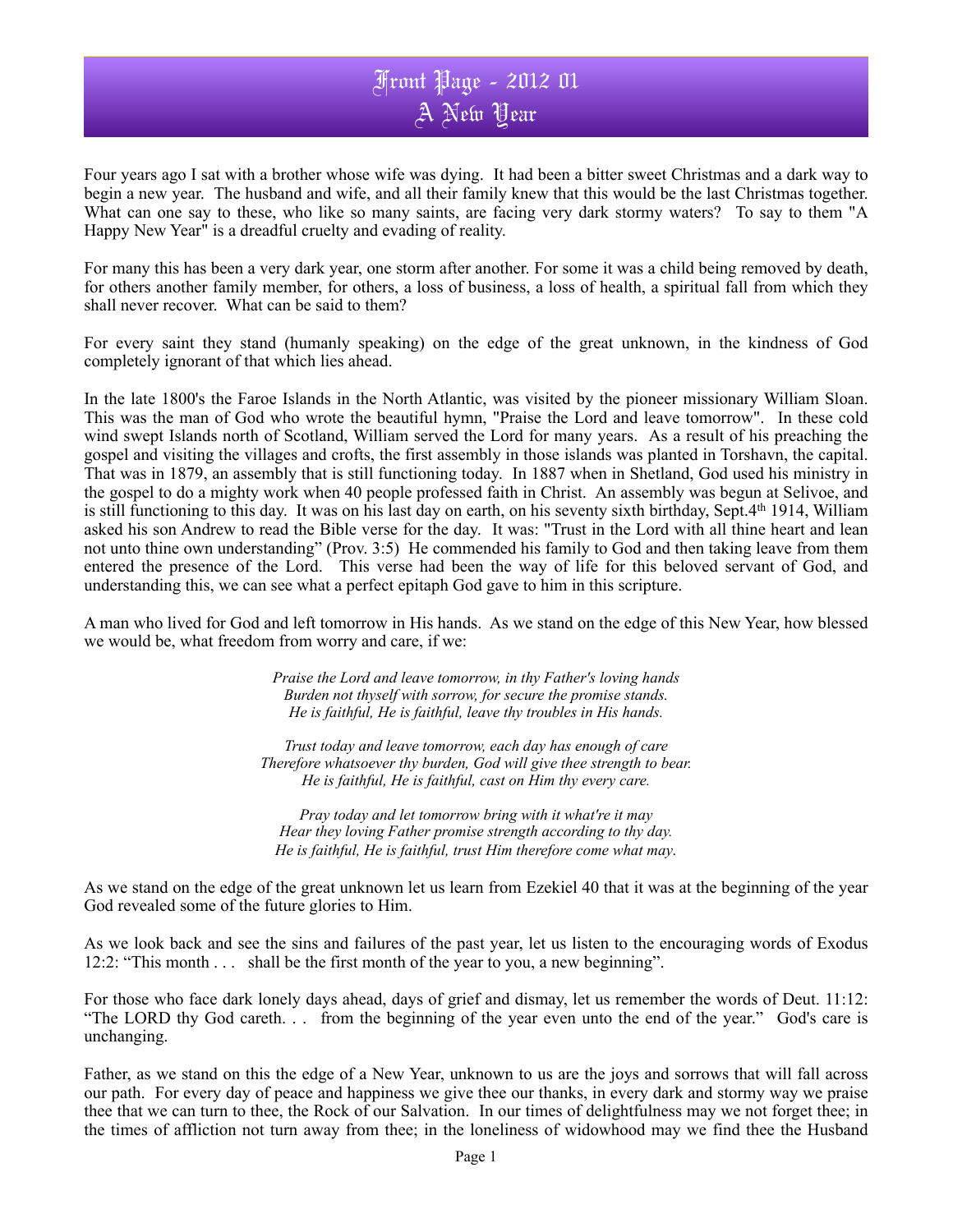# Front Page - 2012 01
# A New Year

Four years ago I sat with a brother whose wife was dying. It had been a bitter sweet Christmas and a dark way to begin a new year. The husband and wife, and all their family knew that this would be the last Christmas together. What can one say to these, who like so many saints, are facing very dark stormy waters? To say to them "A Happy New Year" is a dreadful cruelty and evading of reality.

For many this has been a very dark year, one storm after another. For some it was a child being removed by death, for others another family member, for others, a loss of business, a loss of health, a spiritual fall from which they shall never recover. What can be said to them?

For every saint they stand (humanly speaking) on the edge of the great unknown, in the kindness of God completely ignorant of that which lies ahead.

In the late 1800's the Faroe Islands in the North Atlantic, was visited by the pioneer missionary William Sloan. This was the man of God who wrote the beautiful hymn, "Praise the Lord and leave tomorrow". In these cold wind swept Islands north of Scotland, William served the Lord for many years. As a result of his preaching the gospel and visiting the villages and crofts, the first assembly in those islands was planted in Torshavn, the capital. That was in 1879, an assembly that is still functioning today. In 1887 when in Shetland, God used his ministry in the gospel to do a mighty work when 40 people professed faith in Christ. An assembly was begun at Selivoe, and is still functioning to this day. It was on his last day on earth, on his seventy sixth birthday, Sept.4th 1914, William asked his son Andrew to read the Bible verse for the day. It was: "Trust in the Lord with all thine heart and lean not unto thine own understanding" (Prov. 3:5) He commended his family to God and then taking leave from them entered the presence of the Lord. This verse had been the way of life for this beloved servant of God, and understanding this, we can see what a perfect epitaph God gave to him in this scripture.

A man who lived for God and left tomorrow in His hands. As we stand on the edge of this New Year, how blessed we would be, what freedom from worry and care, if we:

*Praise the Lord and leave tomorrow, in thy Father's loving hands*
*Burden not thyself with sorrow, for secure the promise stands.*
*He is faithful, He is faithful, leave thy troubles in His hands.*

*Trust today and leave tomorrow, each day has enough of care*
*Therefore whatsoever thy burden, God will give thee strength to bear.*
*He is faithful, He is faithful, cast on Him thy every care.*

*Pray today and let tomorrow bring with it what're it may*
*Hear they loving Father promise strength according to thy day.*
*He is faithful, He is faithful, trust Him therefore come what may.*

As we stand on the edge of the great unknown let us learn from Ezekiel 40 that it was at the beginning of the year God revealed some of the future glories to Him.

As we look back and see the sins and failures of the past year, let us listen to the encouraging words of Exodus 12:2: "This month . . . shall be the first month of the year to you, a new beginning".

For those who face dark lonely days ahead, days of grief and dismay, let us remember the words of Deut. 11:12: "The LORD thy God careth. . . from the beginning of the year even unto the end of the year." God's care is unchanging.

Father, as we stand on this the edge of a New Year, unknown to us are the joys and sorrows that will fall across our path. For every day of peace and happiness we give thee our thanks, in every dark and stormy way we praise thee that we can turn to thee, the Rock of our Salvation. In our times of delightfulness may we not forget thee; in the times of affliction not turn away from thee; in the loneliness of widowhood may we find thee the Husband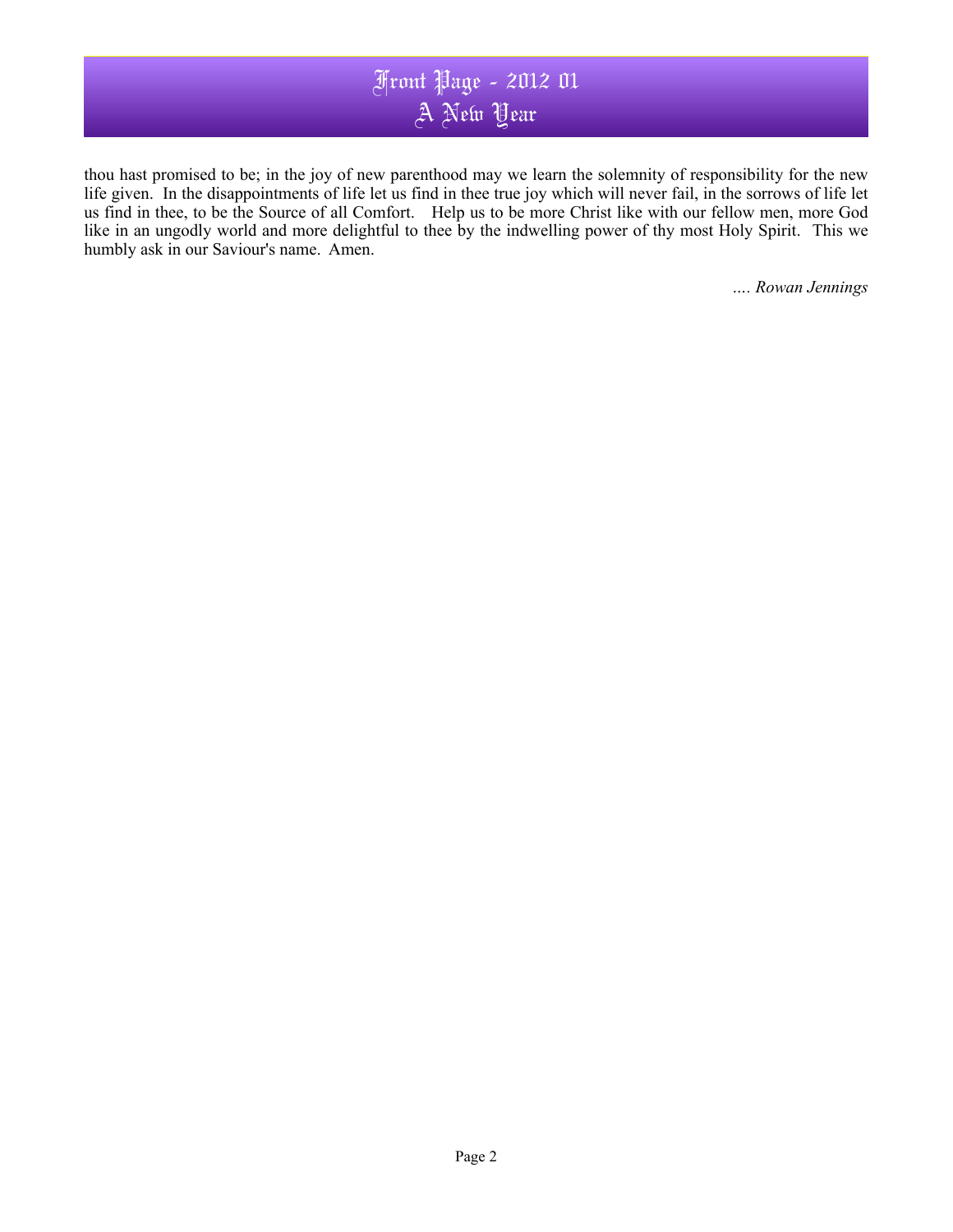thou hast promised to be; in the joy of new parenthood may we learn the solemnity of responsibility for the new life given. In the disappointments of life let us find in thee true joy which will never fail, in the sorrows of life let us find in thee, to be the Source of all Comfort. Help us to be more Christ like with our fellow men, more God like in an ungodly world and more delightful to thee by the indwelling power of thy most Holy Spirit. This we humbly ask in our Saviour's name. Amen.

*…. Rowan Jennings*